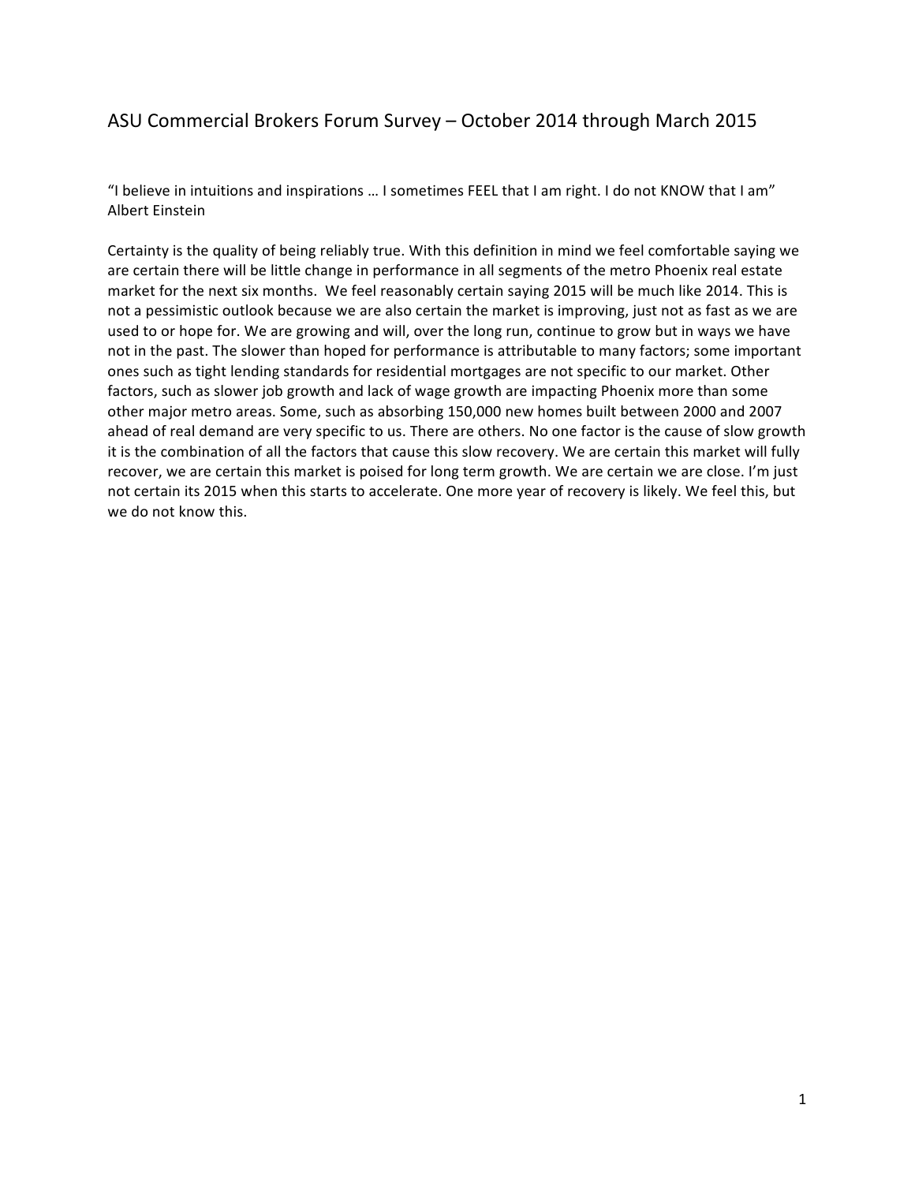# ASU Commercial Brokers Forum Survey – October 2014 through March 2015

"I believe in intuitions and inspirations … I sometimes FEEL that I am right. I do not KNOW that I am"
Albert Einstein

Certainty is the quality of being reliably true. With this definition in mind we feel comfortable saying we are certain there will be little change in performance in all segments of the metro Phoenix real estate market for the next six months. We feel reasonably certain saying 2015 will be much like 2014. This is not a pessimistic outlook because we are also certain the market is improving, just not as fast as we are used to or hope for. We are growing and will, over the long run, continue to grow but in ways we have not in the past. The slower than hoped for performance is attributable to many factors; some important ones such as tight lending standards for residential mortgages are not specific to our market. Other factors, such as slower job growth and lack of wage growth are impacting Phoenix more than some other major metro areas. Some, such as absorbing 150,000 new homes built between 2000 and 2007 ahead of real demand are very specific to us. There are others. No one factor is the cause of slow growth it is the combination of all the factors that cause this slow recovery. We are certain this market will fully recover, we are certain this market is poised for long term growth. We are certain we are close. I'm just not certain its 2015 when this starts to accelerate. One more year of recovery is likely. We feel this, but we do not know this.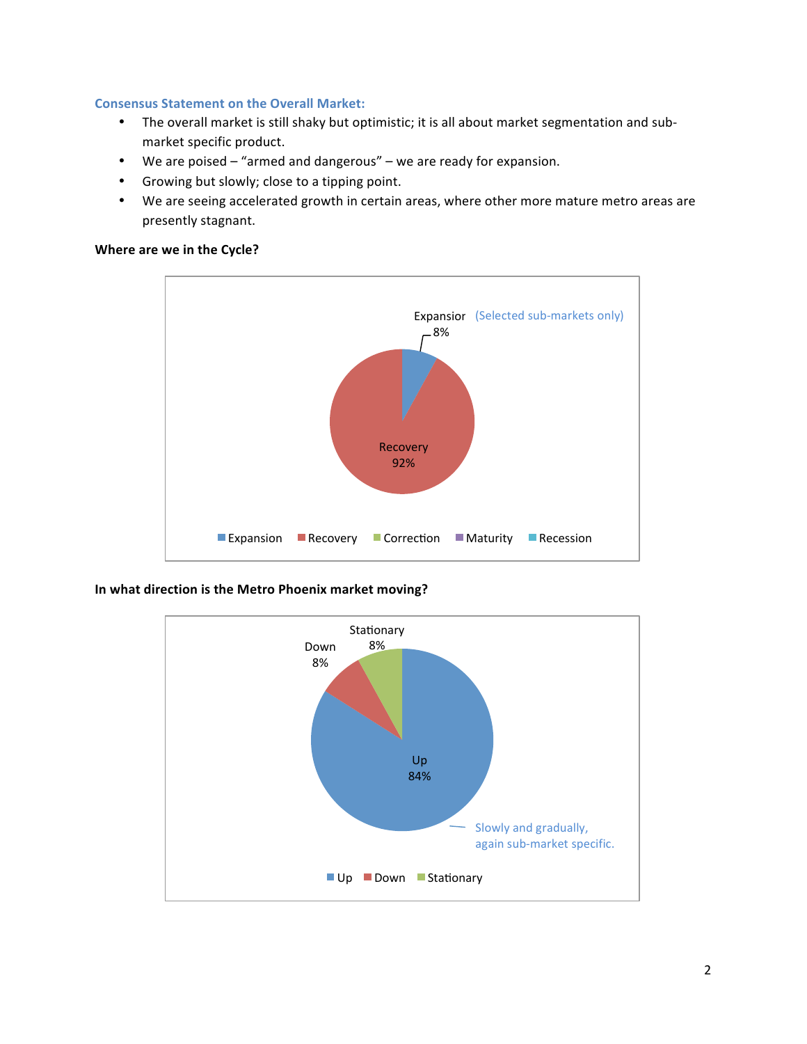### Consensus Statement on the Overall Market:

- The overall market is still shaky but optimistic; it is all about market segmentation and sub-market specific product.
- We are poised – "armed and dangerous" – we are ready for expansion.
- Growing but slowly; close to a tipping point.
- We are seeing accelerated growth in certain areas, where other more mature metro areas are presently stagnant.

**Where are we in the Cycle?**

Expansion 8% (Selected sub-markets only)

Recovery 92%

Expansion | Recovery | Correction | Maturity | Recession

**In what direction is the Metro Phoenix market moving?**

Stationary 8%

Down 8%

Up 84%

Slowly and gradually, again sub-market specific.

Up | Down | Stationary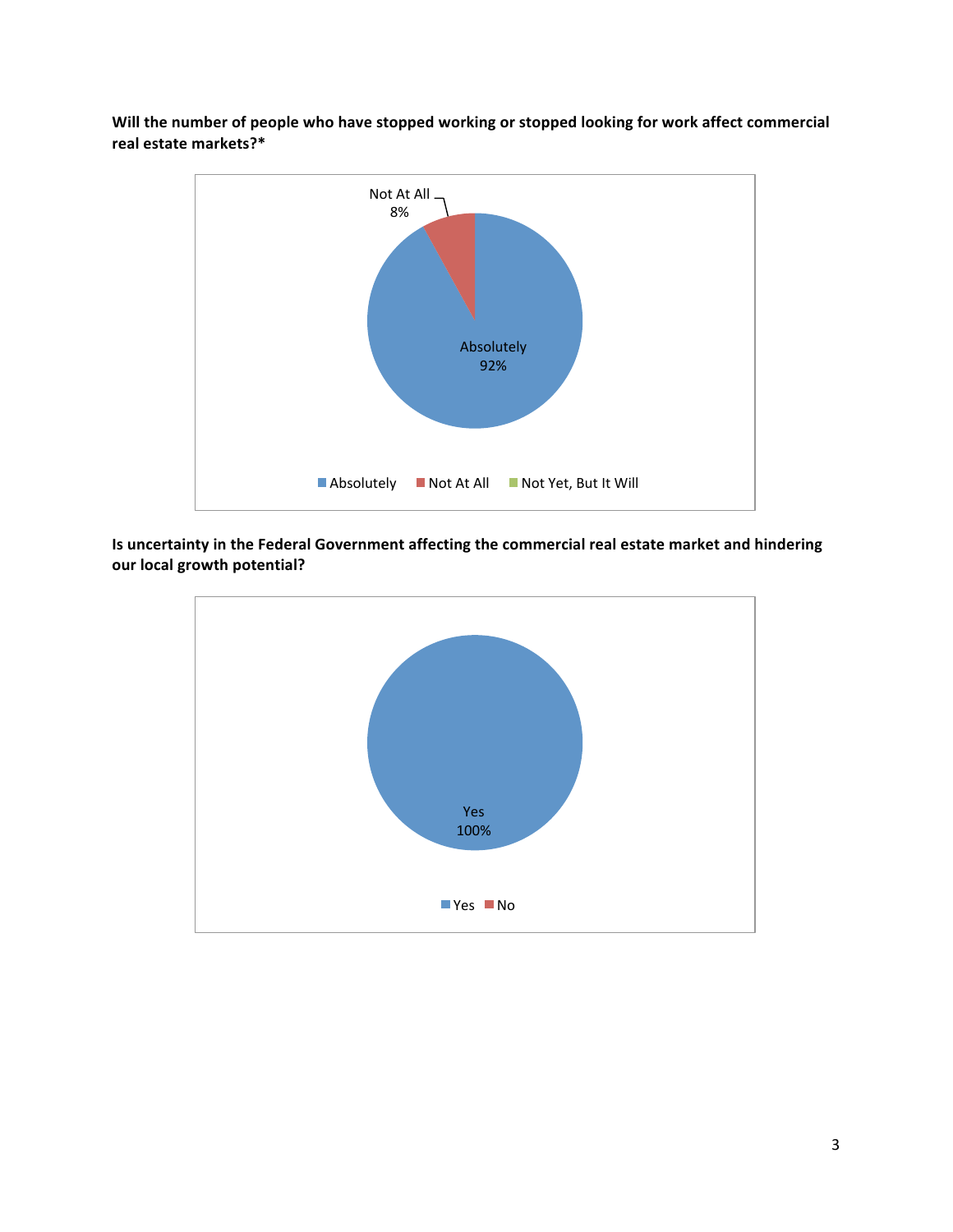**Will the number of people who have stopped working or stopped looking for work affect commercial real estate markets?***

Not At All 8%

Absolutely 92%

Absolutely | Not At All | Not Yet, But It Will

**Is uncertainty in the Federal Government affecting the commercial real estate market and hindering our local growth potential?**

Yes 100%

Yes | No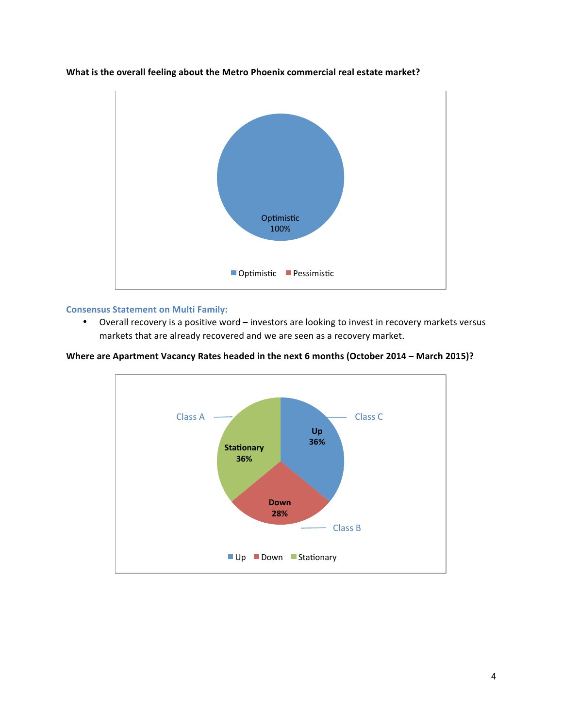**What is the overall feeling about the Metro Phoenix commercial real estate market?**

Optimistic 100%

Optimistic | Pessimistic

**Consensus Statement on Multi Family:**

- Overall recovery is a positive word – investors are looking to invest in recovery markets versus markets that are already recovered and we are seen as a recovery market.

**Where are Apartment Vacancy Rates headed in the next 6 months (October 2014 – March 2015)?**

Class A | Class C | Class B

Up 36%

Stationary 36%

Down 28%

Up | Down | Stationary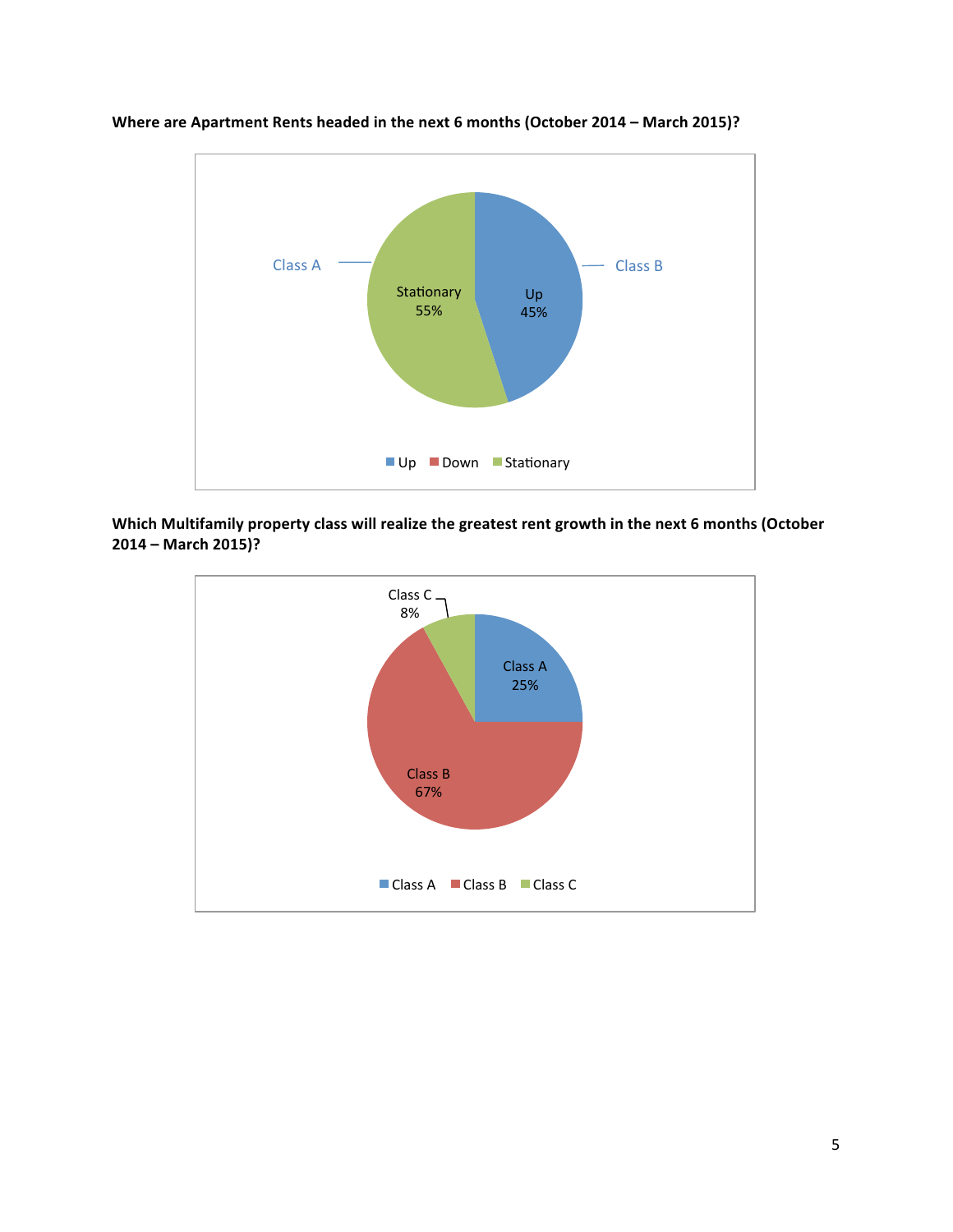**Where are Apartment Rents headed in the next 6 months (October 2014 – March 2015)?**

Class A

Class B

Stationary
55%

Up
45%

Up Down Stationary

**Which Multifamily property class will realize the greatest rent growth in the next 6 months (October 2014 – March 2015)?**

Class C
8%

Class A
25%

Class B
67%

Class A Class B Class C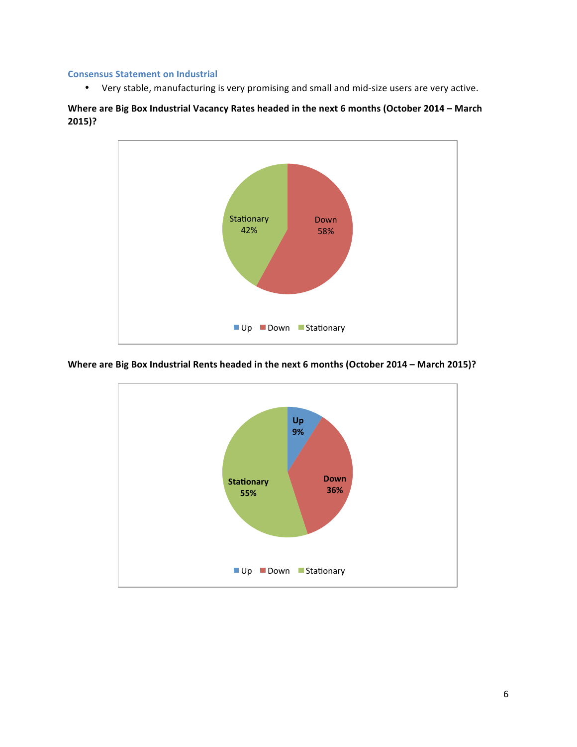### Consensus Statement on Industrial

- Very stable, manufacturing is very promising and small and mid-size users are very active.

**Where are Big Box Industrial Vacancy Rates headed in the next 6 months (October 2014 – March 2015)?**

| Response | Share |
|---|---|
| Up | |
| Down | 58% |
| Stationary | 42% |

**Where are Big Box Industrial Rents headed in the next 6 months (October 2014 – March 2015)?**

| Response | Share |
|---|---|
| Up | 9% |
| Down | 36% |
| Stationary | 55% |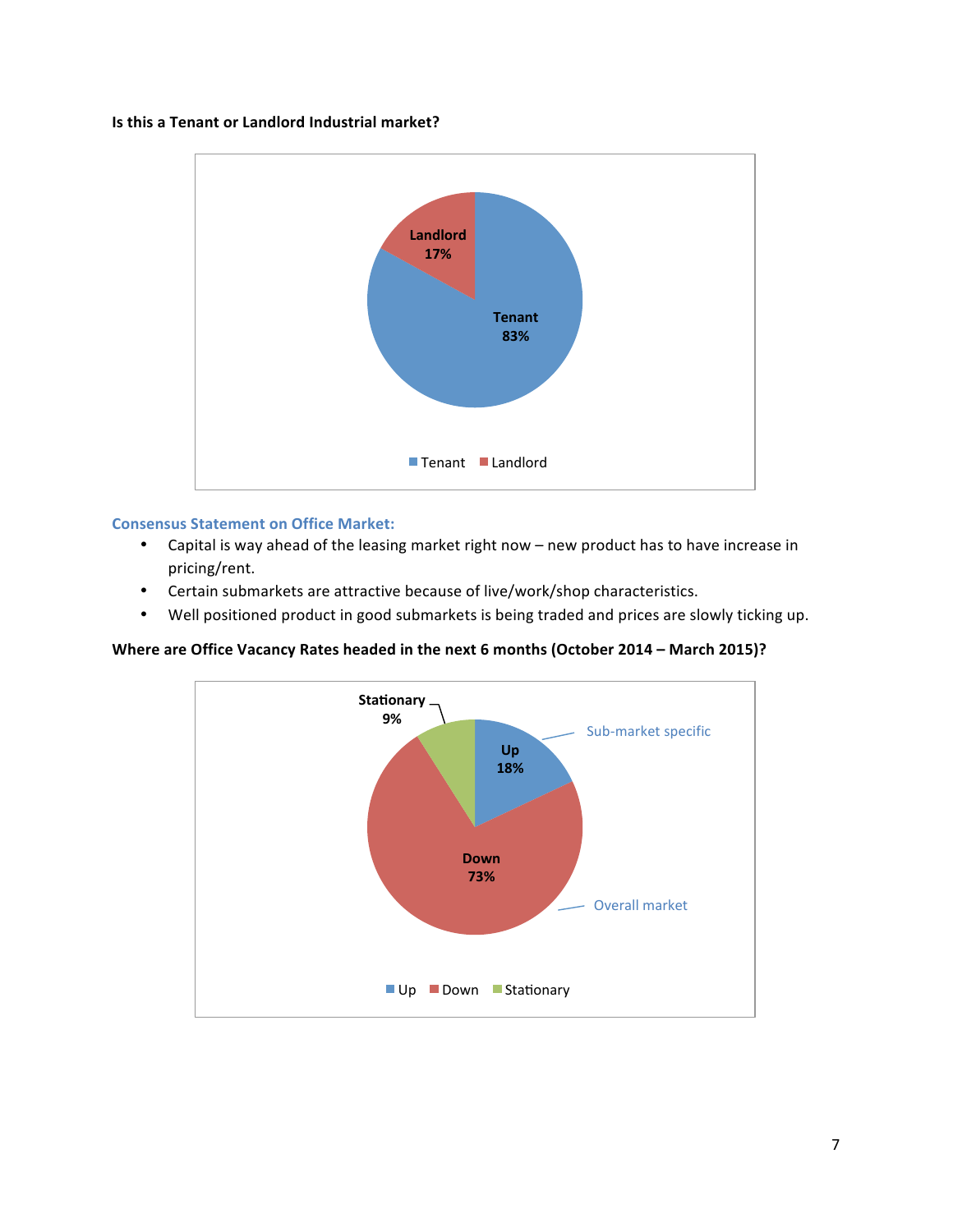**Is this a Tenant or Landlord Industrial market?**

Landlord 17%

Tenant 83%

Tenant Landlord

**Consensus Statement on Office Market:**

- Capital is way ahead of the leasing market right now – new product has to have increase in pricing/rent.
- Certain submarkets are attractive because of live/work/shop characteristics.
- Well positioned product in good submarkets is being traded and prices are slowly ticking up.

**Where are Office Vacancy Rates headed in the next 6 months (October 2014 – March 2015)?**

Stationary 9%

Up 18%

Sub-market specific

Down 73%

Overall market

Up Down Stationary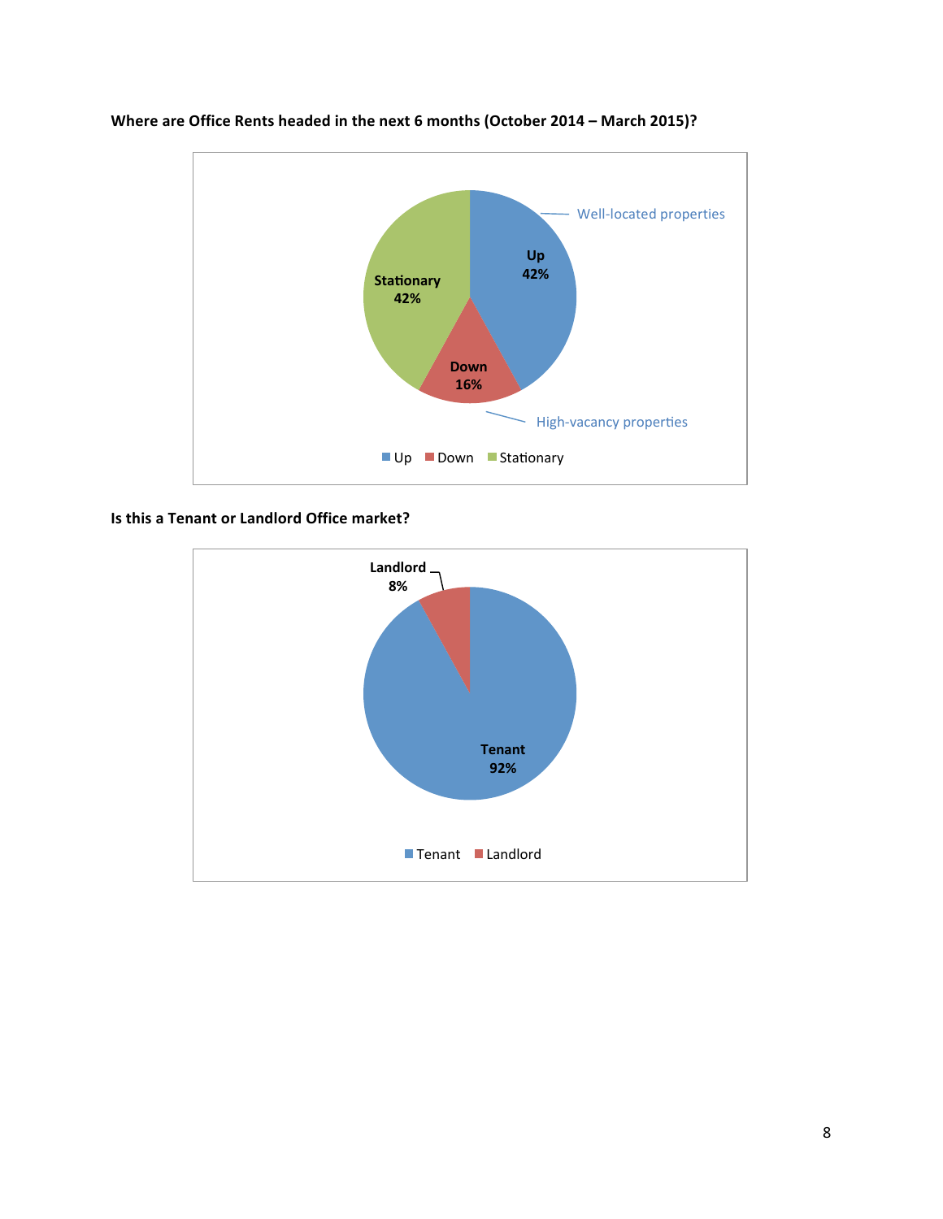**Where are Office Rents headed in the next 6 months (October 2014 – March 2015)?**

| Response | Share | Note |
|---|---|---|
| Up | 42% | Well-located properties |
| Down | 16% | High-vacancy properties |
| Stationary | 42% | |

**Is this a Tenant or Landlord Office market?**

| Market | Share |
|---|---|
| Tenant | 92% |
| Landlord | 8% |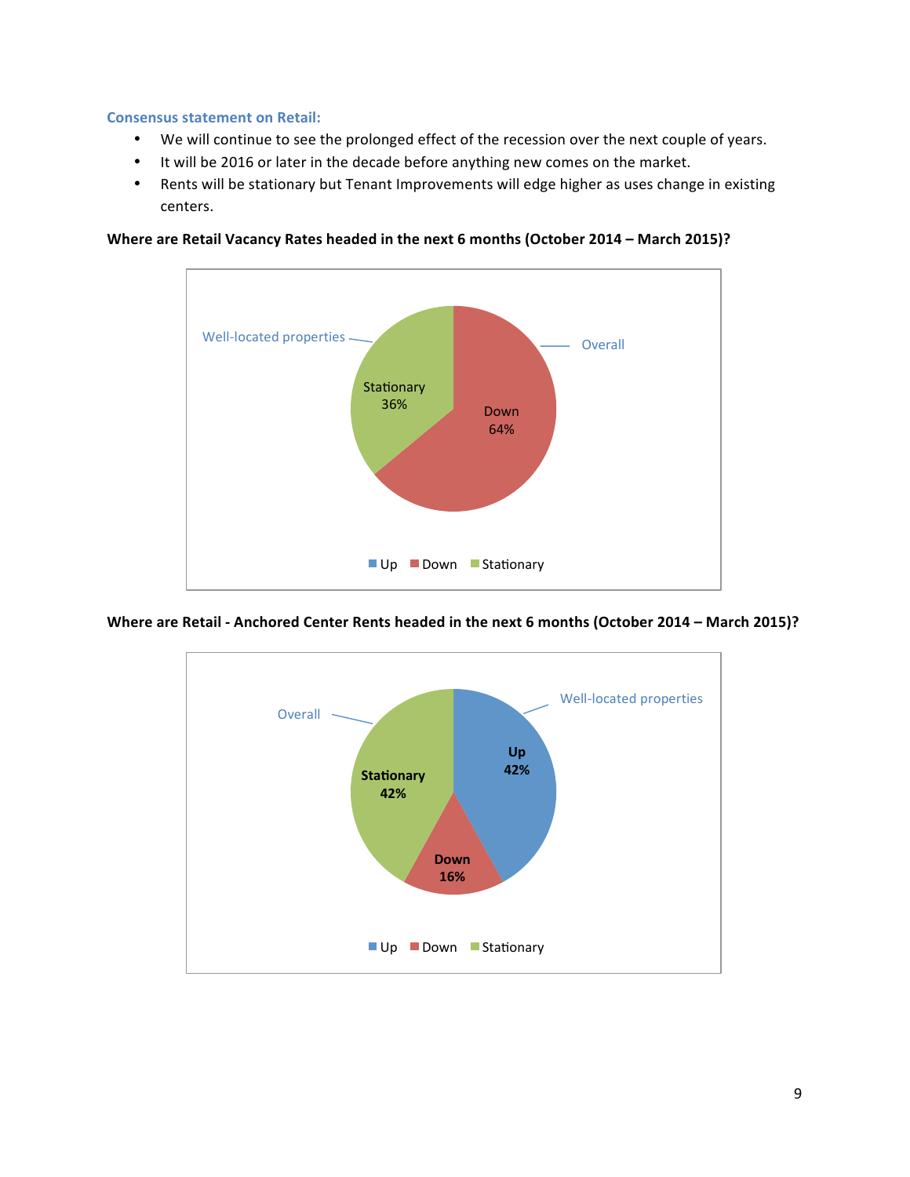**Consensus statement on Retail:**

- We will continue to see the prolonged effect of the recession over the next couple of years.
- It will be 2016 or later in the decade before anything new comes on the market.
- Rents will be stationary but Tenant Improvements will edge higher as uses change in existing centers.

**Where are Retail Vacancy Rates headed in the next 6 months (October 2014 – March 2015)?**

Well-located properties — Overall

Stationary 36%

Down 64%

Up | Down | Stationary

**Where are Retail - Anchored Center Rents headed in the next 6 months (October 2014 – March 2015)?**

Overall — Well-located properties

Up 42%

Stationary 42%

Down 16%

Up | Down | Stationary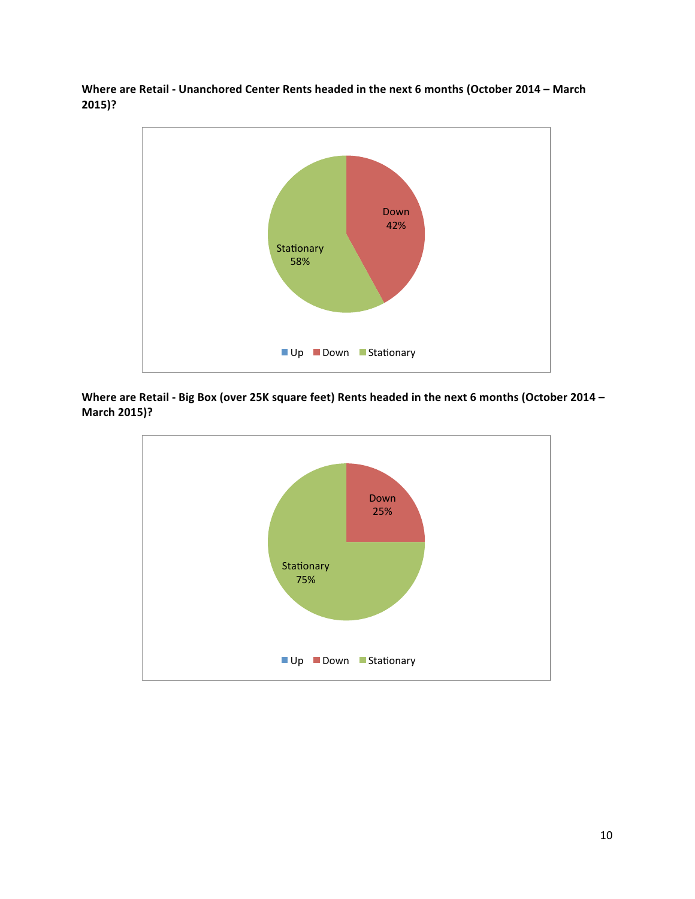**Where are Retail - Unanchored Center Rents headed in the next 6 months (October 2014 – March 2015)?**

| Response | Percentage |
|---|---|
| Up | |
| Down | 42% |
| Stationary | 58% |

**Where are Retail - Big Box (over 25K square feet) Rents headed in the next 6 months (October 2014 – March 2015)?**

| Response | Percentage |
|---|---|
| Up | |
| Down | 25% |
| Stationary | 75% |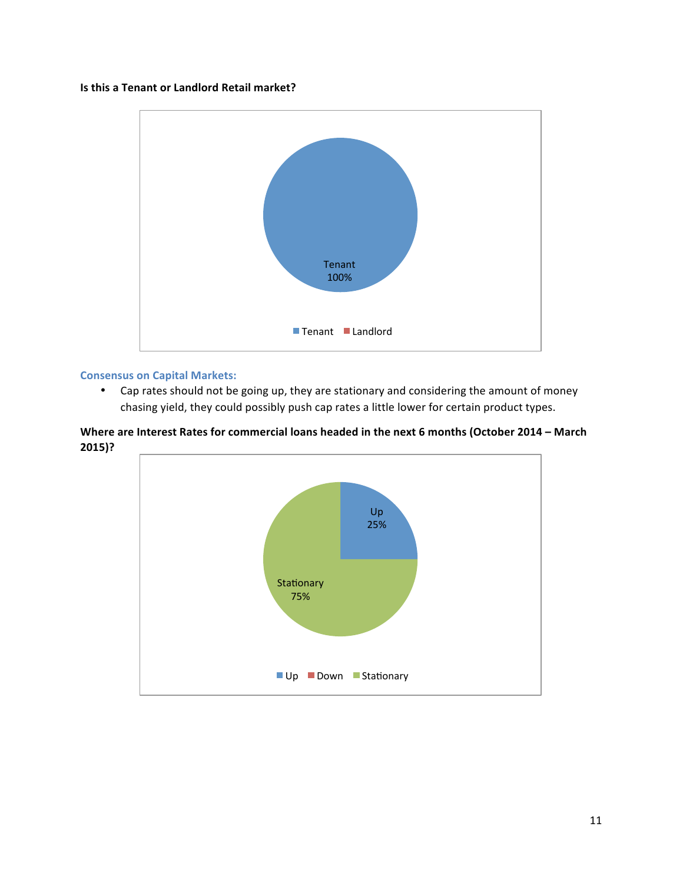**Is this a Tenant or Landlord Retail market?**

Tenant 100%

Tenant Landlord

### Consensus on Capital Markets:

- Cap rates should not be going up, they are stationary and considering the amount of money chasing yield, they could possibly push cap rates a little lower for certain product types.

**Where are Interest Rates for commercial loans headed in the next 6 months (October 2014 – March 2015)?**

Up 25%

Stationary 75%

Up Down Stationary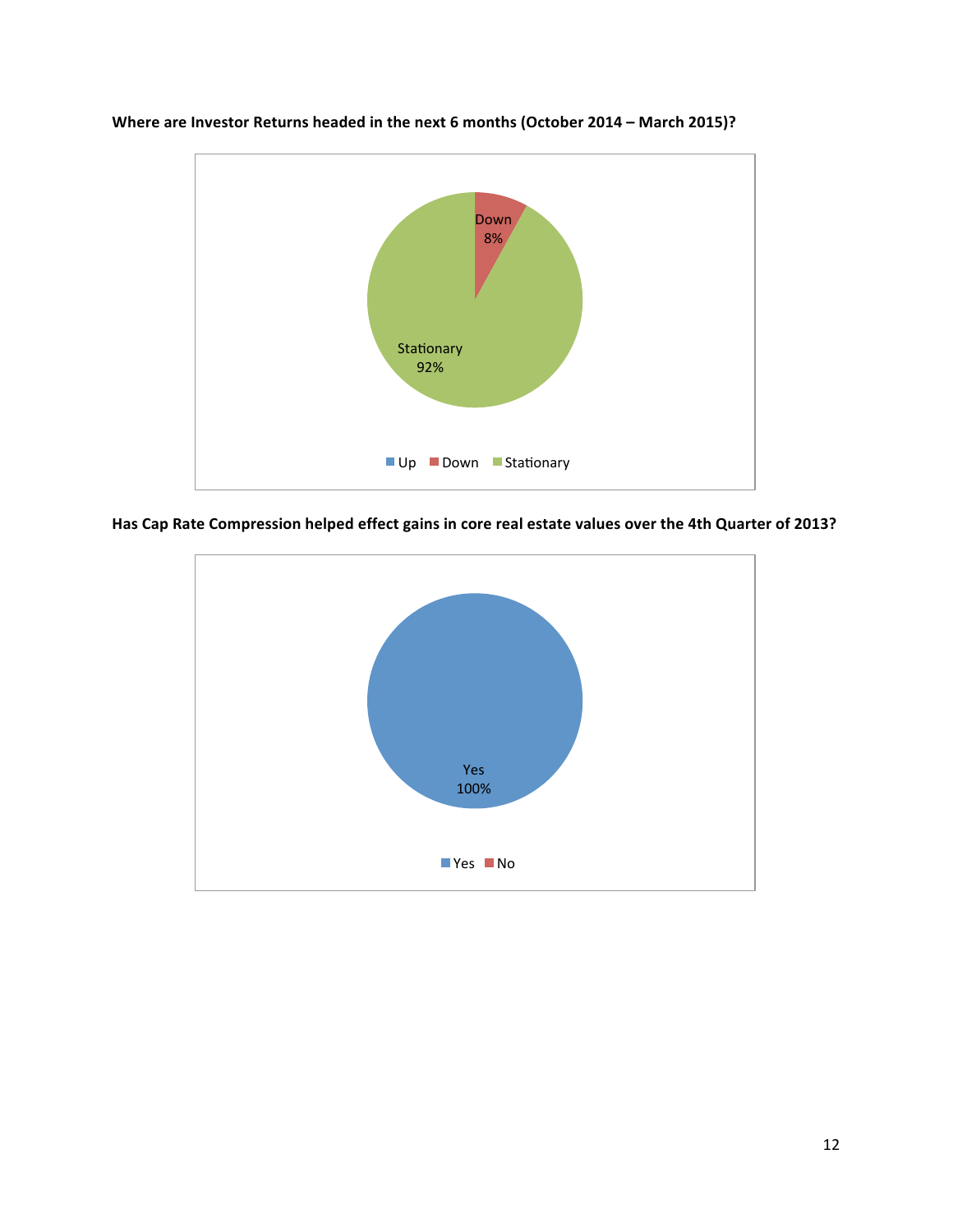**Where are Investor Returns headed in the next 6 months (October 2014 – March 2015)?**

Down 8%

Stationary 92%

Up Down Stationary

**Has Cap Rate Compression helped effect gains in core real estate values over the 4th Quarter of 2013?**

Yes 100%

Yes No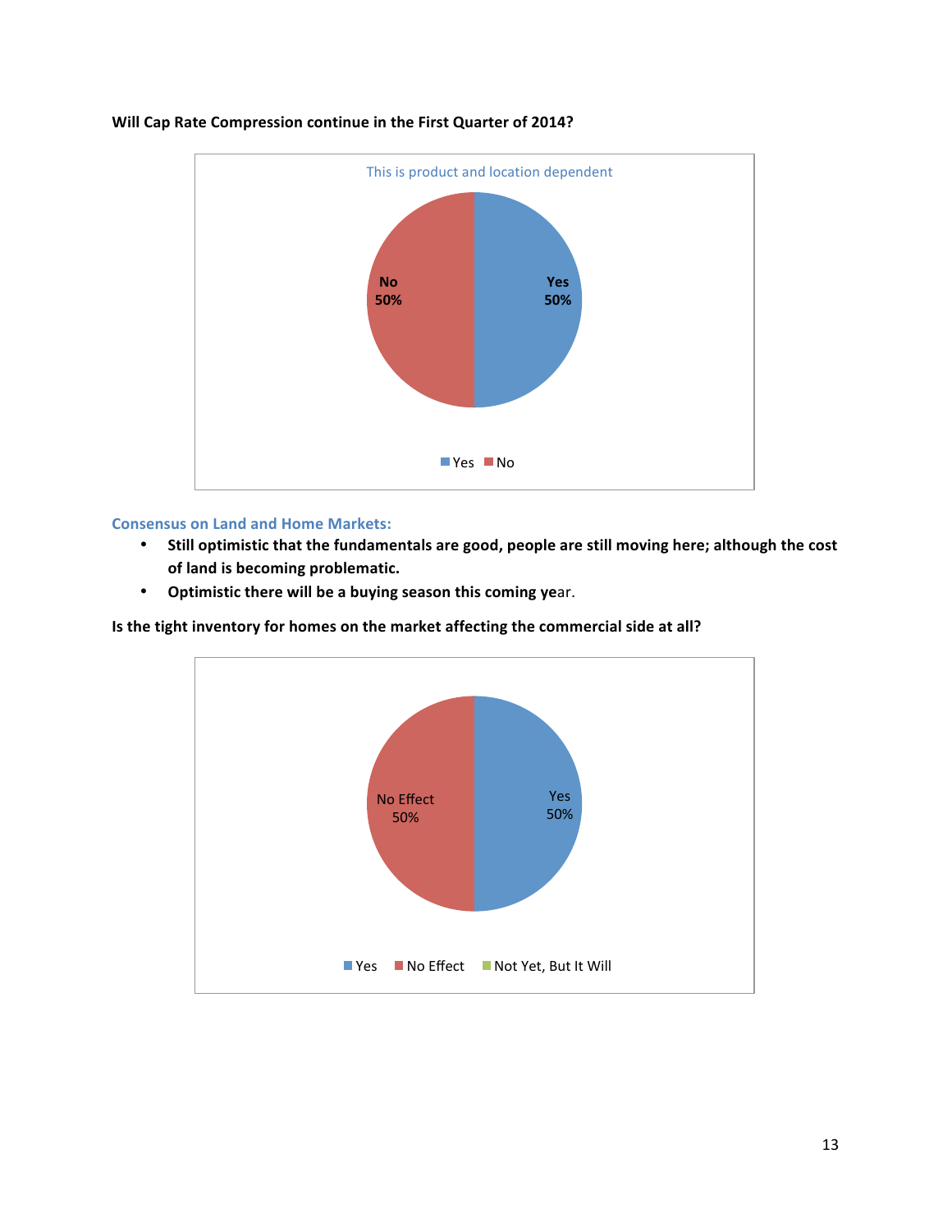**Will Cap Rate Compression continue in the First Quarter of 2014?**

This is product and location dependent

| Response | Percentage |
|---|---|
| Yes | 50% |
| No | 50% |

**Consensus on Land and Home Markets:**

- **Still optimistic that the fundamentals are good, people are still moving here; although the cost of land is becoming problematic.**
- **Optimistic there will be a buying season this coming ye**ar.

**Is the tight inventory for homes on the market affecting the commercial side at all?**

| Response | Percentage |
|---|---|
| Yes | 50% |
| No Effect | 50% |
| Not Yet, But It Will | |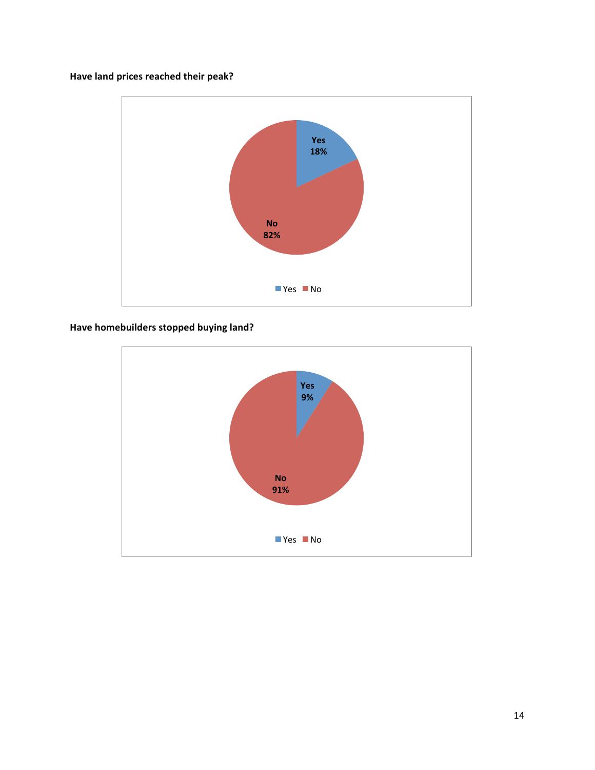**Have land prices reached their peak?**

| Response | Percentage |
| --- | --- |
| Yes | 18% |
| No | 82% |

**Have homebuilders stopped buying land?**

| Response | Percentage |
| --- | --- |
| Yes | 9% |
| No | 91% |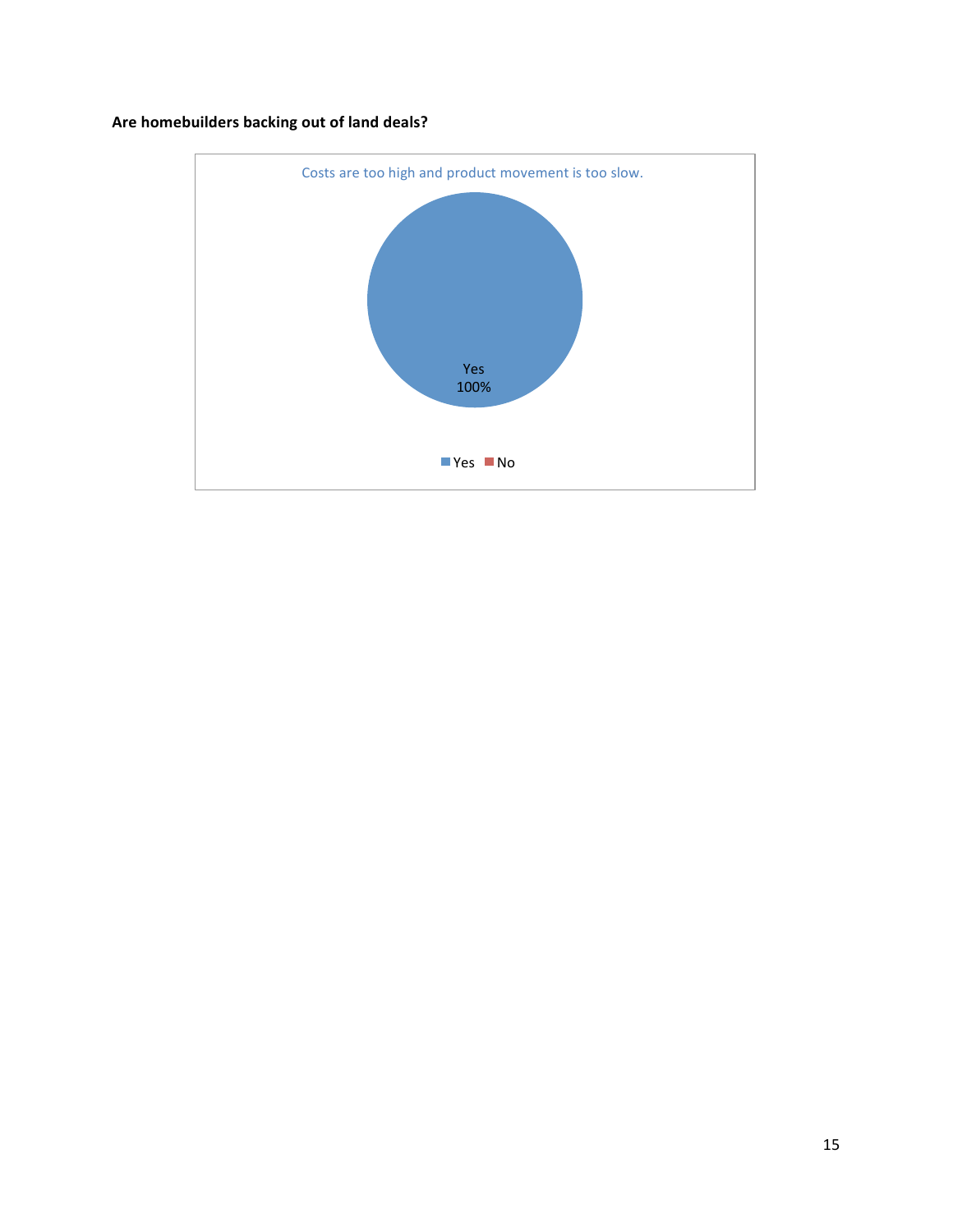**Are homebuilders backing out of land deals?**

Costs are too high and product movement is too slow.

Yes
100%

Yes No